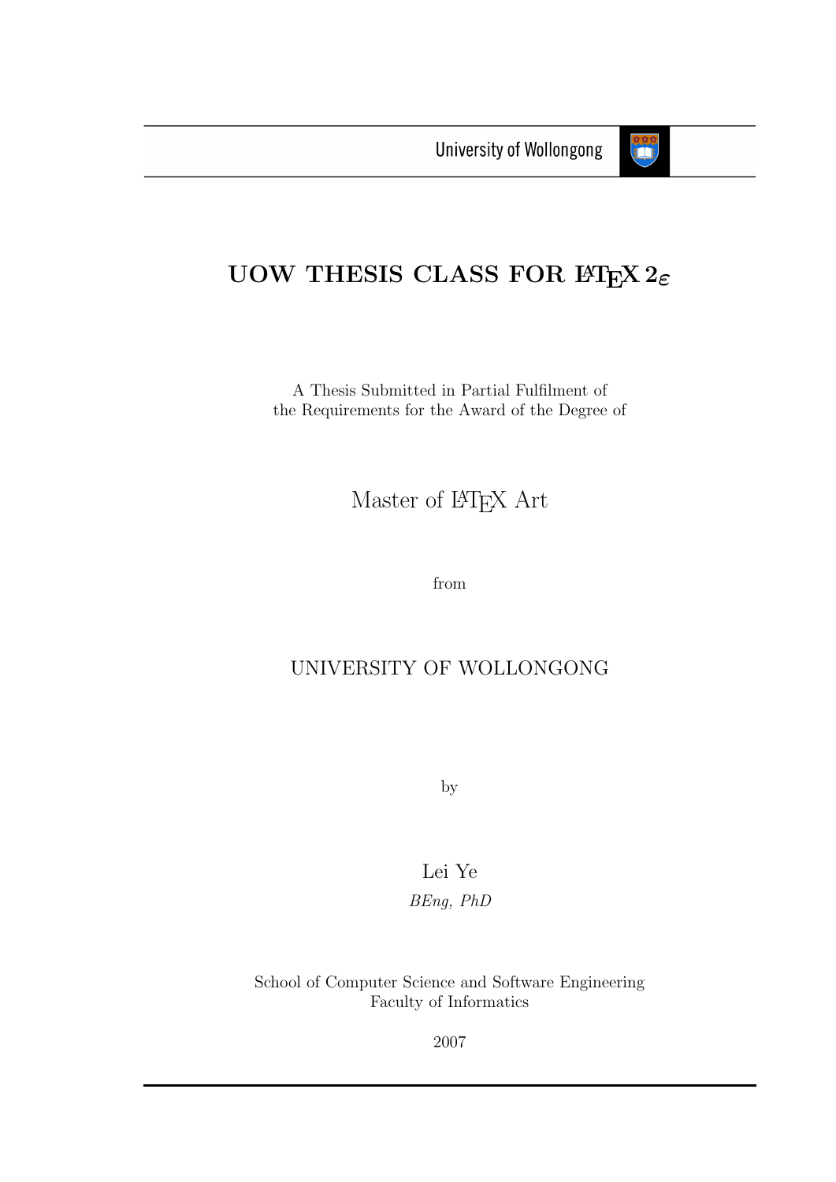University of Wollongong

# UOW THESIS CLASS FOR $\LaTeX\,2_\varepsilon$

A Thesis Submitted in Partial Fulfilment of
the Requirements for the Award of the Degree of

Master of LaTeX Art

from

UNIVERSITY OF WOLLONGONG

by

Lei Ye

*BEng, PhD*

School of Computer Science and Software Engineering
Faculty of Informatics

2007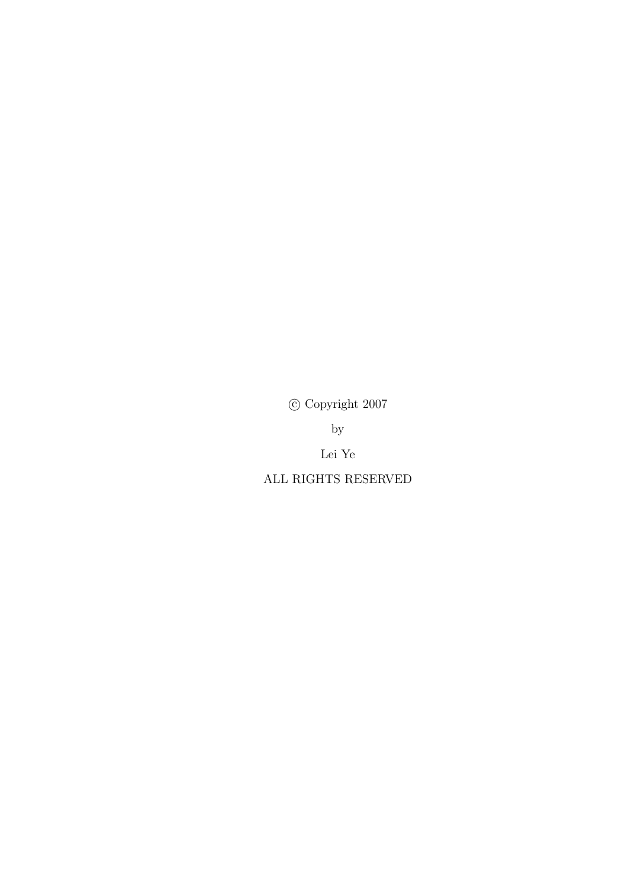© Copyright 2007

by

Lei Ye

ALL RIGHTS RESERVED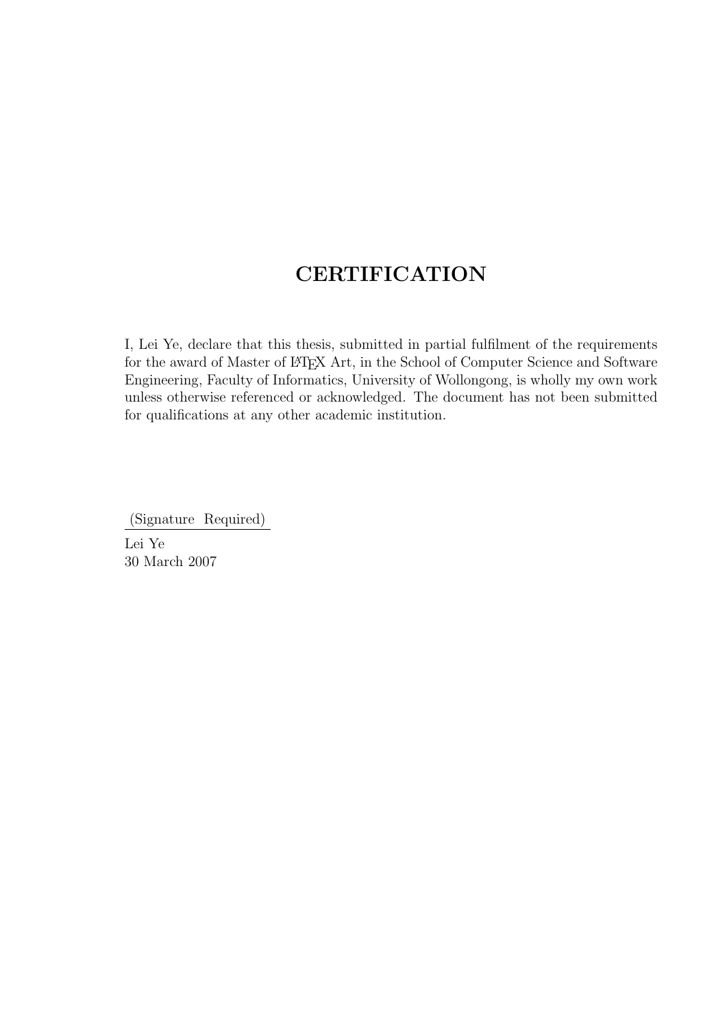# CERTIFICATION

I, Lei Ye, declare that this thesis, submitted in partial fulfilment of the requirements for the award of Master of LaTeX Art, in the School of Computer Science and Software Engineering, Faculty of Informatics, University of Wollongong, is wholly my own work unless otherwise referenced or acknowledged. The document has not been submitted for qualifications at any other academic institution.

(Signature Required)

Lei Ye
30 March 2007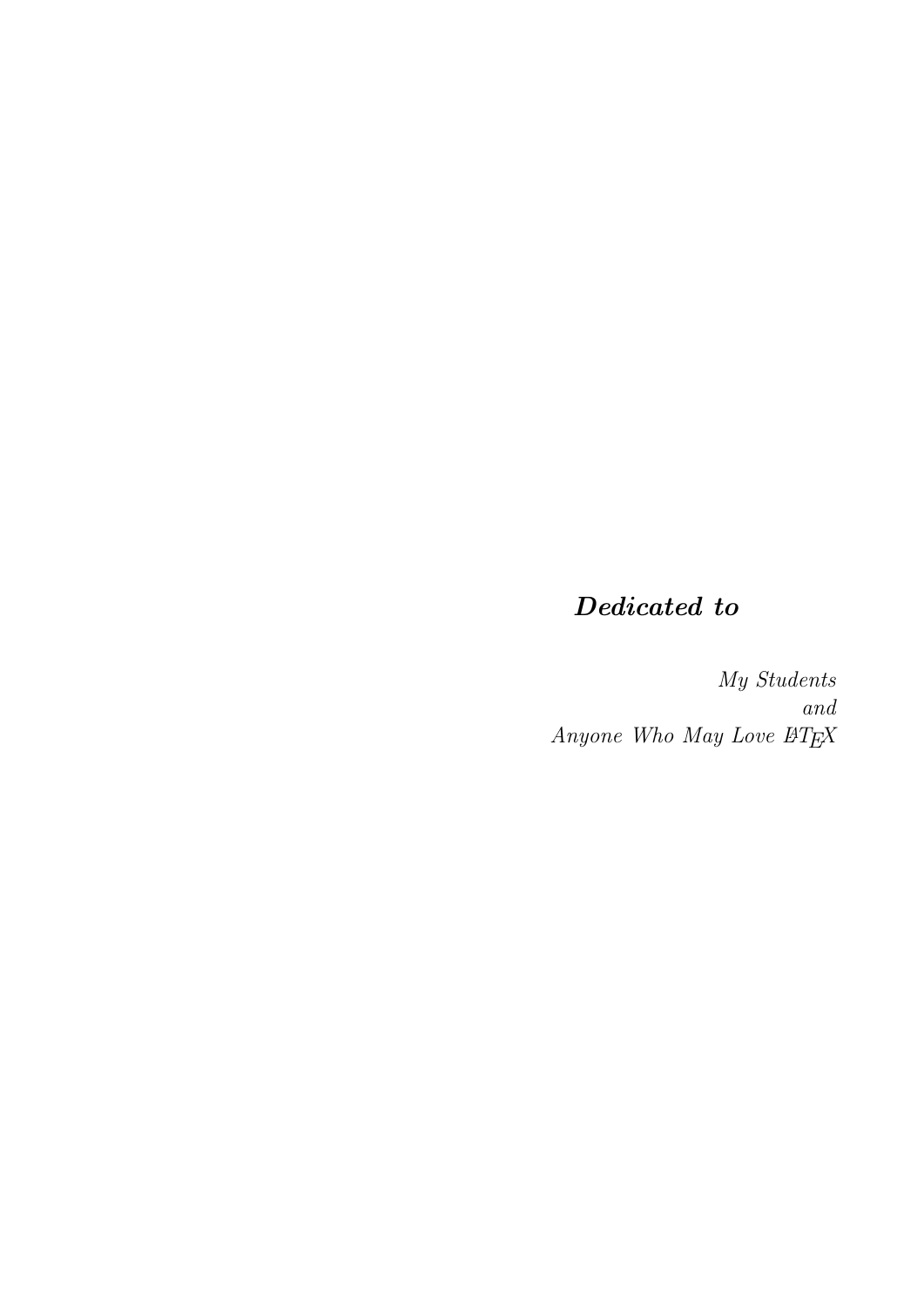***Dedicated to***

*My Students*
*and*
*Anyone Who May Love LaTeX*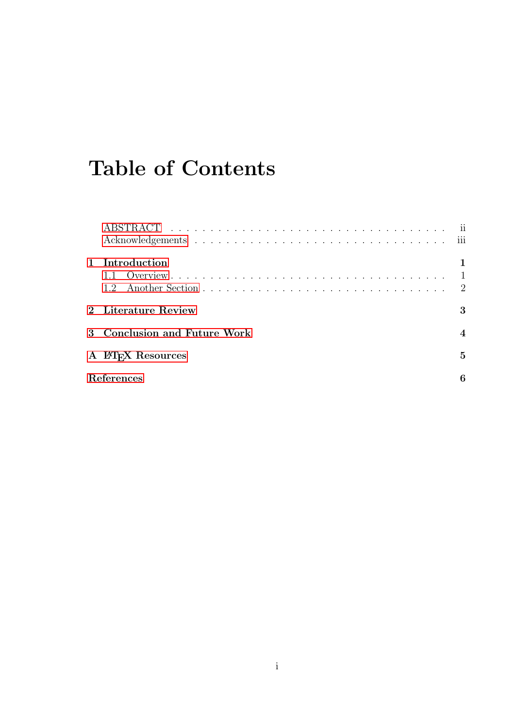# Table of Contents

ABSTRACT . . . . . . . . . . . . . . . . . . . . . . . . . . . . . . . . . . . ii
Acknowledgements . . . . . . . . . . . . . . . . . . . . . . . . . . . . . . . iii

**1 Introduction** **1**
1.1 Overview . . . . . . . . . . . . . . . . . . . . . . . . . . . . . . . . . . 1
1.2 Another Section . . . . . . . . . . . . . . . . . . . . . . . . . . . . . . 2

**2 Literature Review** **3**

**3 Conclusion and Future Work** **4**

**A LaTeX Resources** **5**

**References** **6**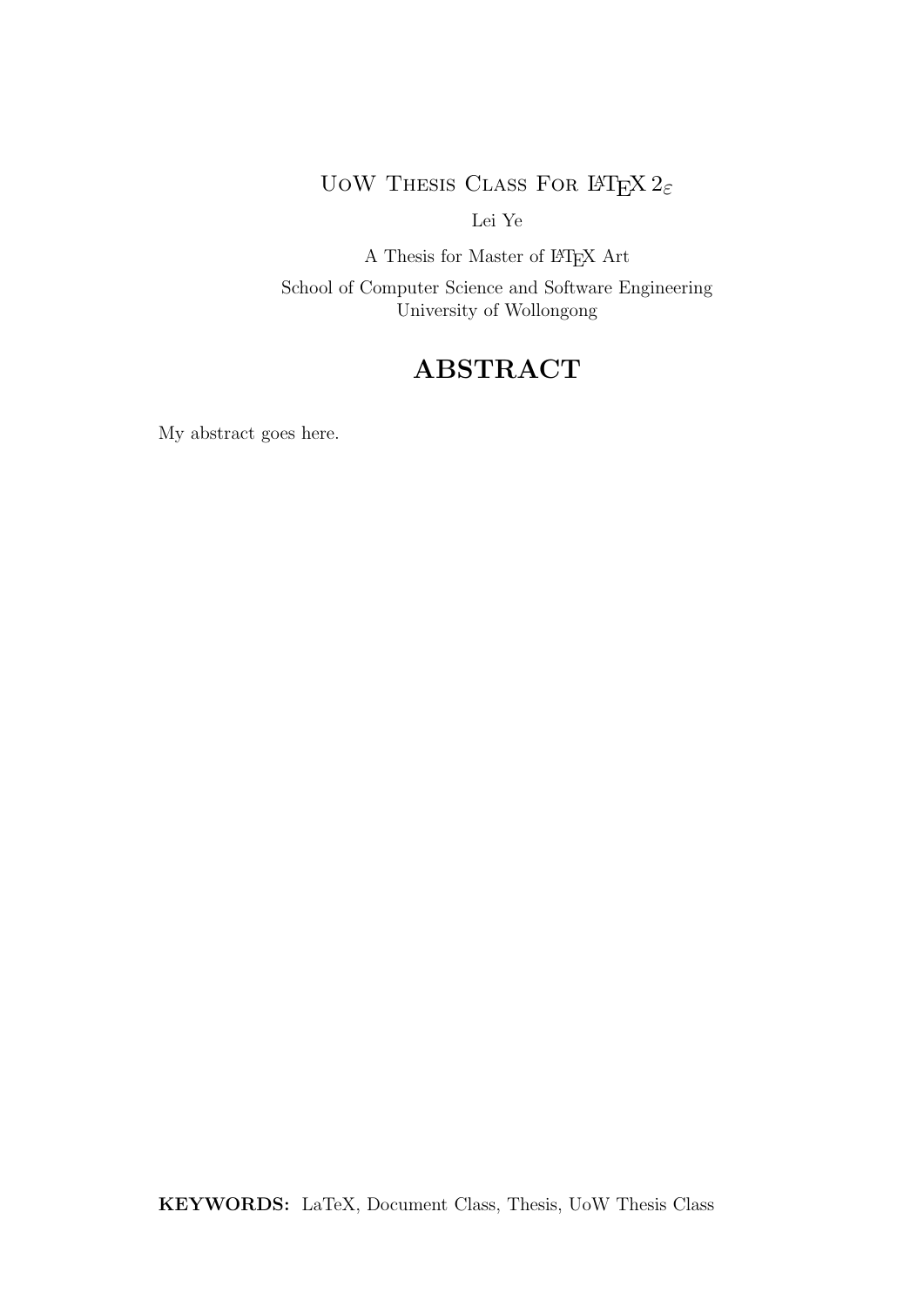UoW Thesis Class For $\LaTeX\,2_\varepsilon$

Lei Ye

A Thesis for Master of $\LaTeX$ Art

School of Computer Science and Software Engineering
University of Wollongong

# ABSTRACT

My abstract goes here.

**KEYWORDS:** LaTeX, Document Class, Thesis, UoW Thesis Class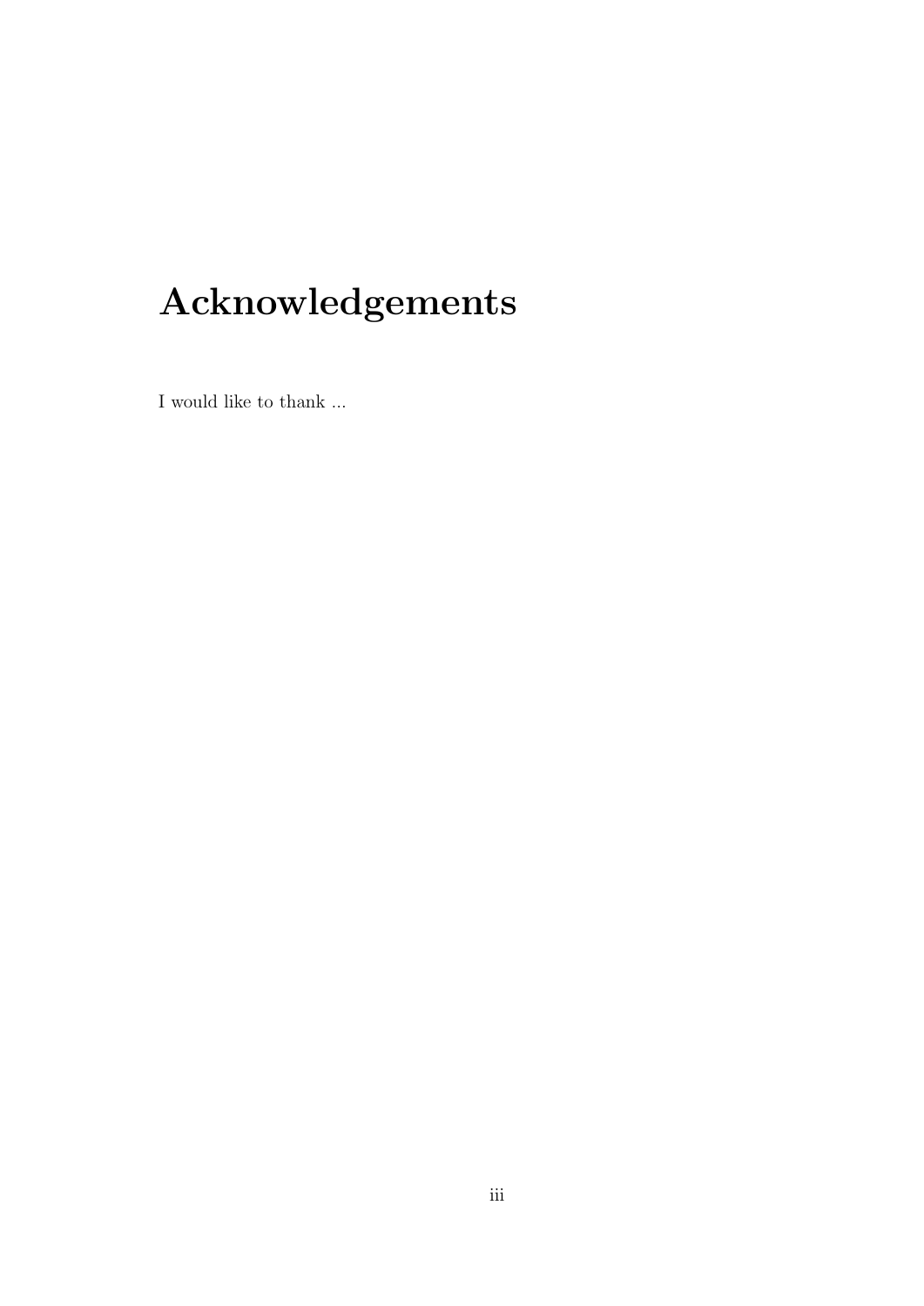# Acknowledgements

I would like to thank ...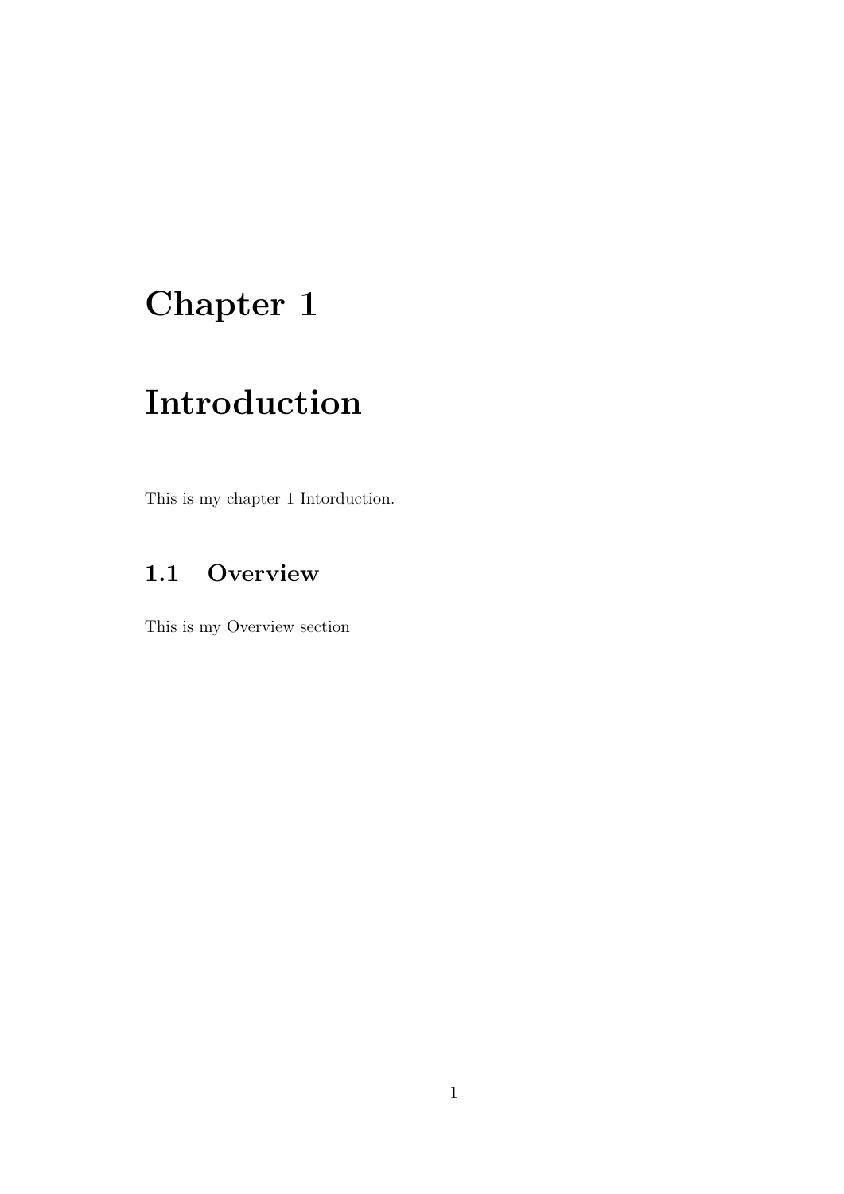# Chapter 1

# Introduction

This is my chapter 1 Intorduction.

## 1.1 Overview

This is my Overview section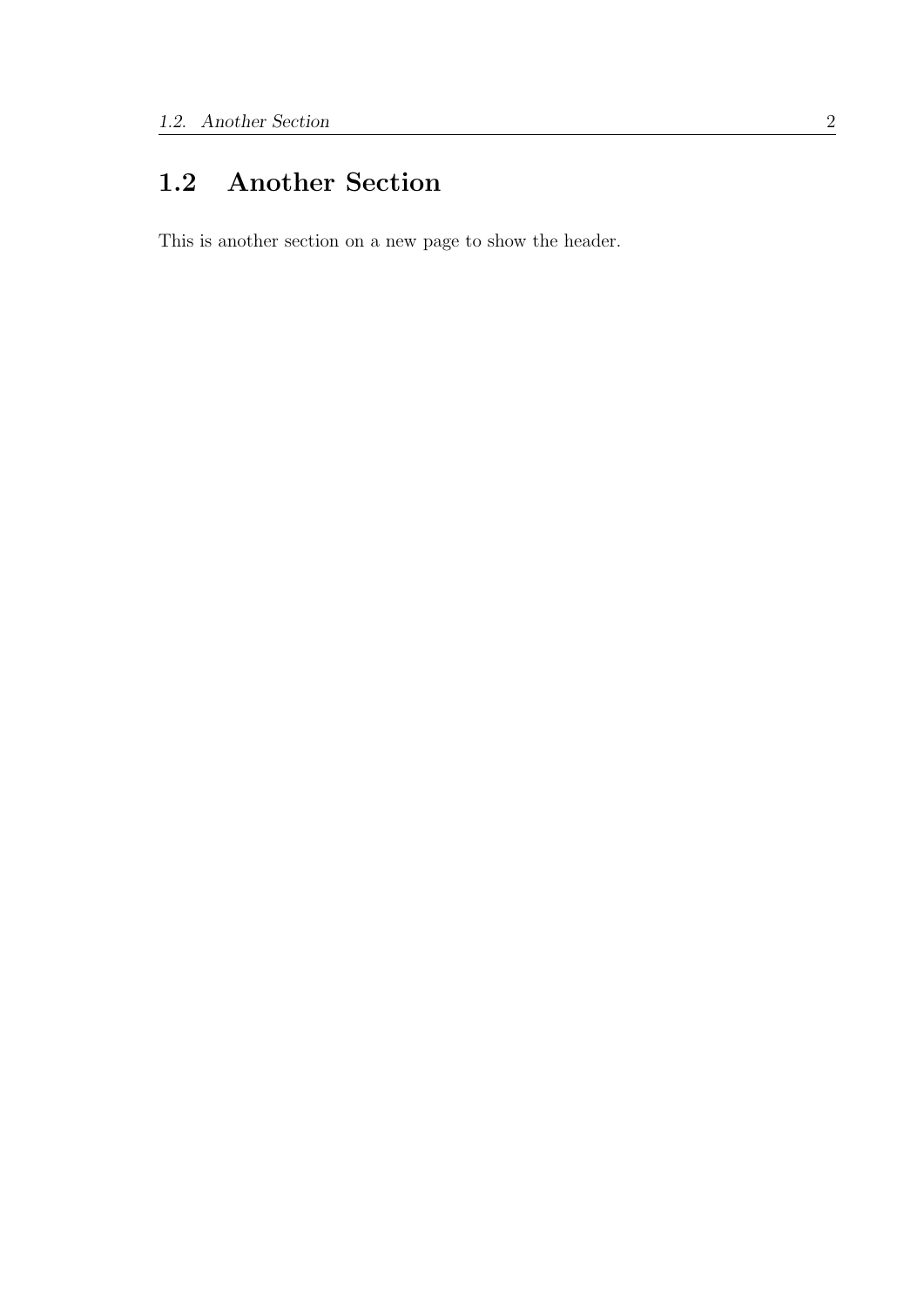## 1.2 Another Section

This is another section on a new page to show the header.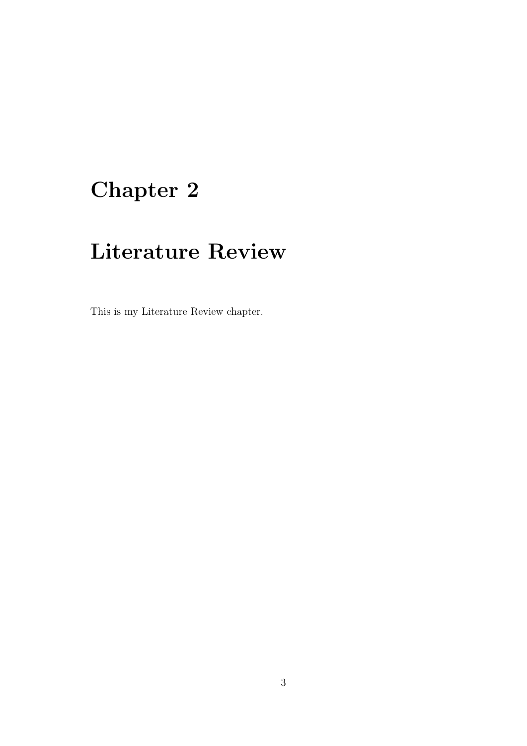# Chapter 2

# Literature Review

This is my Literature Review chapter.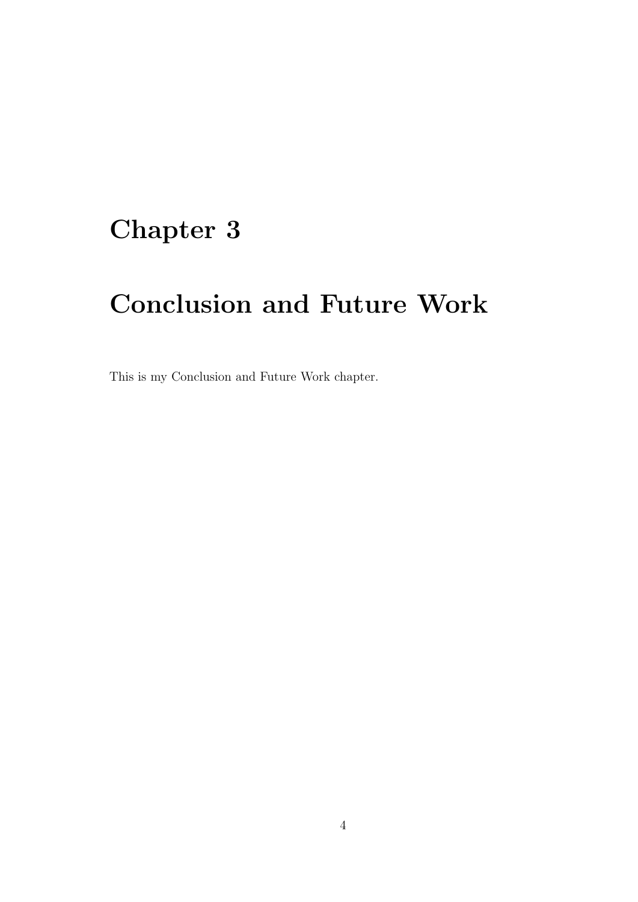# Chapter 3

# Conclusion and Future Work

This is my Conclusion and Future Work chapter.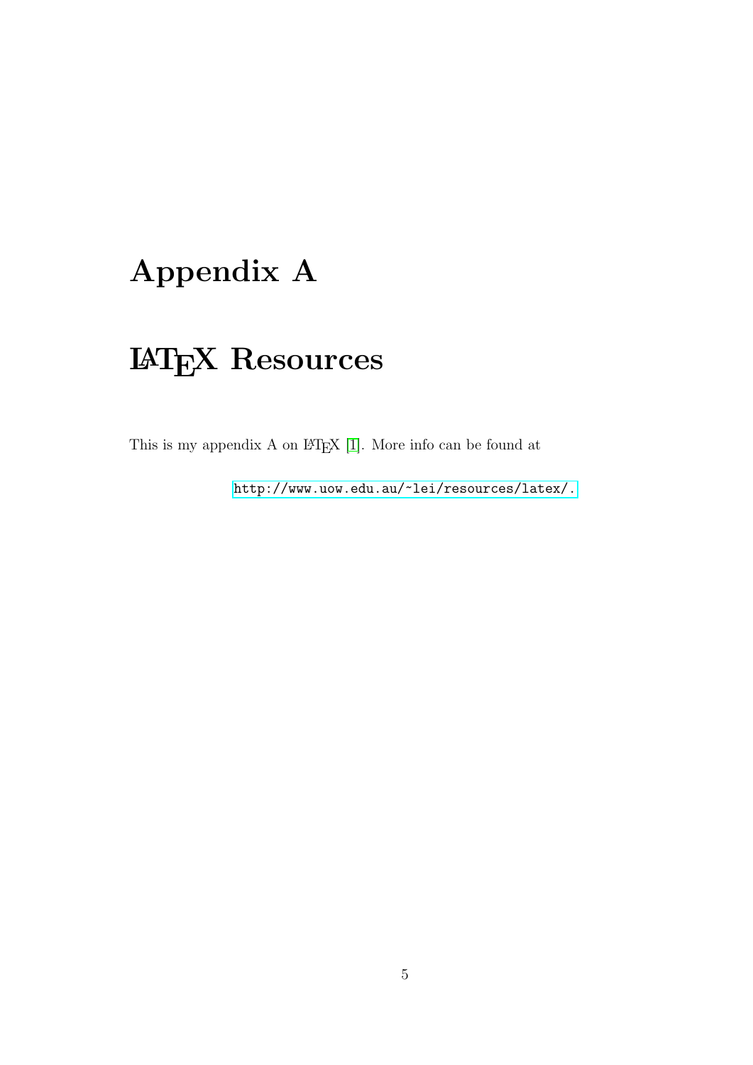# Appendix A

# LaTeX Resources

This is my appendix A on LaTeX [1]. More info can be found at

http://www.uow.edu.au/~lei/resources/latex/.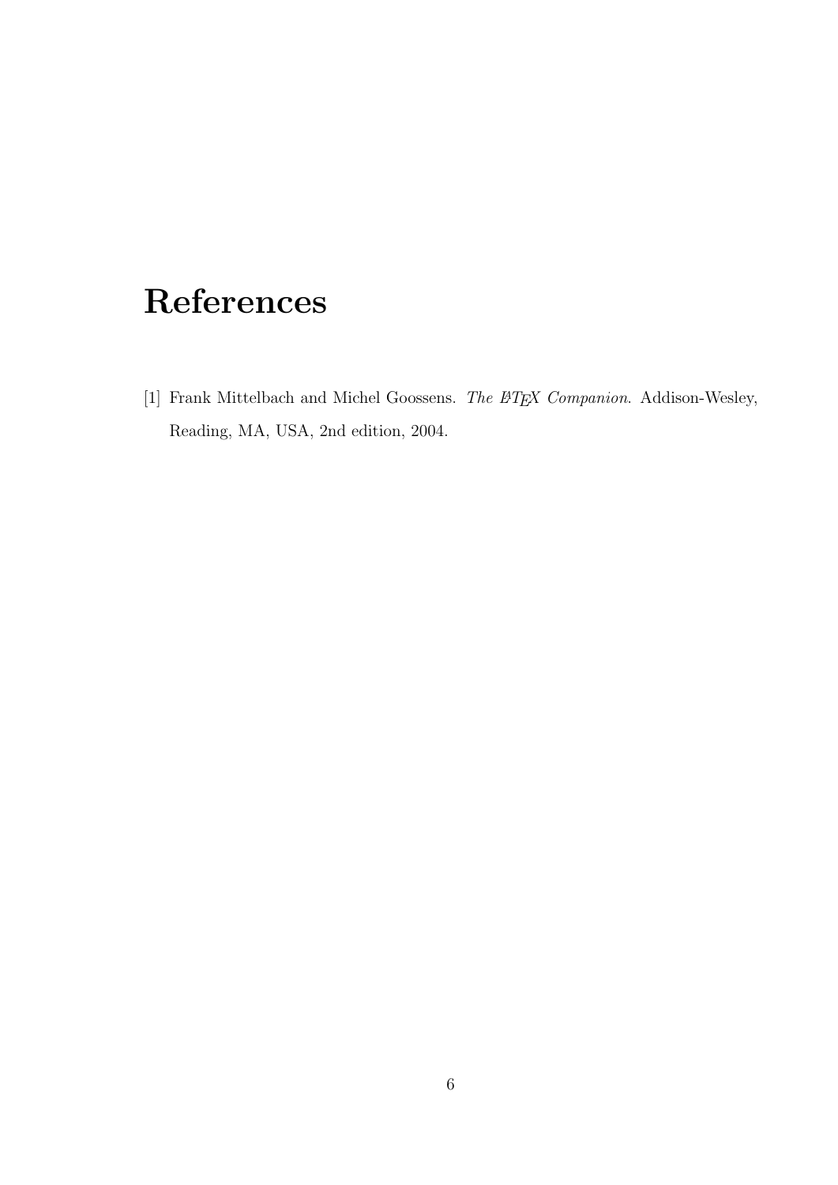# References

[1] Frank Mittelbach and Michel Goossens. *The LaTeX Companion.* Addison-Wesley, Reading, MA, USA, 2nd edition, 2004.